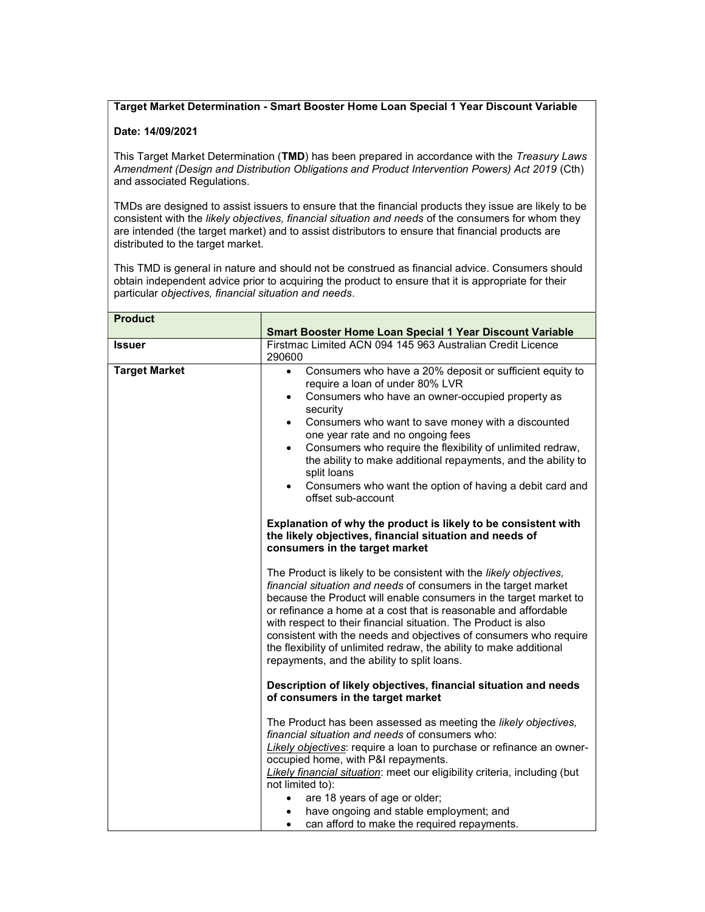**Target Market Determination - Smart Booster Home Loan Special 1 Year Discount Variable**

**Date: 14/09/2021**

This Target Market Determination (**TMD**) has been prepared in accordance with the *Treasury Laws Amendment (Design and Distribution Obligations and Product Intervention Powers) Act 2019* (Cth) and associated Regulations.

TMDs are designed to assist issuers to ensure that the financial products they issue are likely to be consistent with the *likely objectives, financial situation and needs* of the consumers for whom they are intended (the target market) and to assist distributors to ensure that financial products are distributed to the target market.

This TMD is general in nature and should not be construed as financial advice. Consumers should obtain independent advice prior to acquiring the product to ensure that it is appropriate for their particular *objectives, financial situation and needs*.

| **Product** | **Smart Booster Home Loan Special 1 Year Discount Variable** |
|---|---|
| **Issuer** | Firstmac Limited ACN 094 145 963 Australian Credit Licence 290600 |
| **Target Market** | • Consumers who have a 20% deposit or sufficient equity to require a loan of under 80% LVR<br>• Consumers who have an owner-occupied property as security<br>• Consumers who want to save money with a discounted one year rate and no ongoing fees<br>• Consumers who require the flexibility of unlimited redraw, the ability to make additional repayments, and the ability to split loans<br>• Consumers who want the option of having a debit card and offset sub-account<br><br>**Explanation of why the product is likely to be consistent with the likely objectives, financial situation and needs of consumers in the target market**<br><br>The Product is likely to be consistent with the *likely objectives, financial situation and needs* of consumers in the target market because the Product will enable consumers in the target market to or refinance a home at a cost that is reasonable and affordable with respect to their financial situation. The Product is also consistent with the needs and objectives of consumers who require the flexibility of unlimited redraw, the ability to make additional repayments, and the ability to split loans.<br><br>**Description of likely objectives, financial situation and needs of consumers in the target market**<br><br>The Product has been assessed as meeting the *likely objectives, financial situation and needs* of consumers who:<br><u>*Likely objectives*</u>: require a loan to purchase or refinance an owner-occupied home, with P&I repayments.<br><u>*Likely financial situation*</u>: meet our eligibility criteria, including (but not limited to):<br>• are 18 years of age or older;<br>• have ongoing and stable employment; and<br>• can afford to make the required repayments. |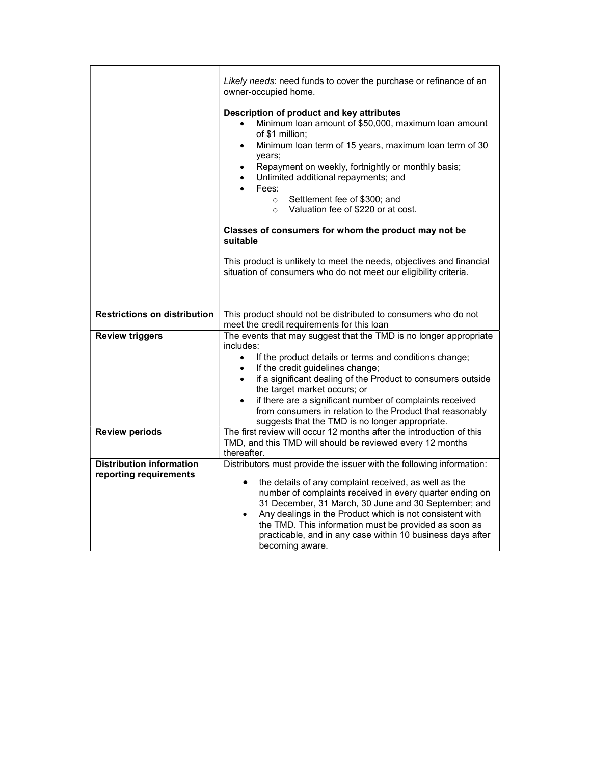| | |
|---|---|
| | *Likely needs*: need funds to cover the purchase or refinance of an owner-occupied home.<br><br>**Description of product and key attributes**<br>• Minimum loan amount of $50,000, maximum loan amount of $1 million;<br>• Minimum loan term of 15 years, maximum loan term of 30 years;<br>• Repayment on weekly, fortnightly or monthly basis;<br>• Unlimited additional repayments; and<br>• Fees:<br>  ○ Settlement fee of $300; and<br>  ○ Valuation fee of $220 or at cost.<br><br>**Classes of consumers for whom the product may not be suitable**<br><br>This product is unlikely to meet the needs, objectives and financial situation of consumers who do not meet our eligibility criteria. |
| **Restrictions on distribution** | This product should not be distributed to consumers who do not meet the credit requirements for this loan |
| **Review triggers** | The events that may suggest that the TMD is no longer appropriate includes:<br>• If the product details or terms and conditions change;<br>• If the credit guidelines change;<br>• if a significant dealing of the Product to consumers outside the target market occurs; or<br>• if there are a significant number of complaints received from consumers in relation to the Product that reasonably suggests that the TMD is no longer appropriate. |
| **Review periods** | The first review will occur 12 months after the introduction of this TMD, and this TMD will should be reviewed every 12 months thereafter. |
| **Distribution information reporting requirements** | Distributors must provide the issuer with the following information:<br><br>• the details of any complaint received, as well as the number of complaints received in every quarter ending on 31 December, 31 March, 30 June and 30 September; and<br>• Any dealings in the Product which is not consistent with the TMD. This information must be provided as soon as practicable, and in any case within 10 business days after becoming aware. |